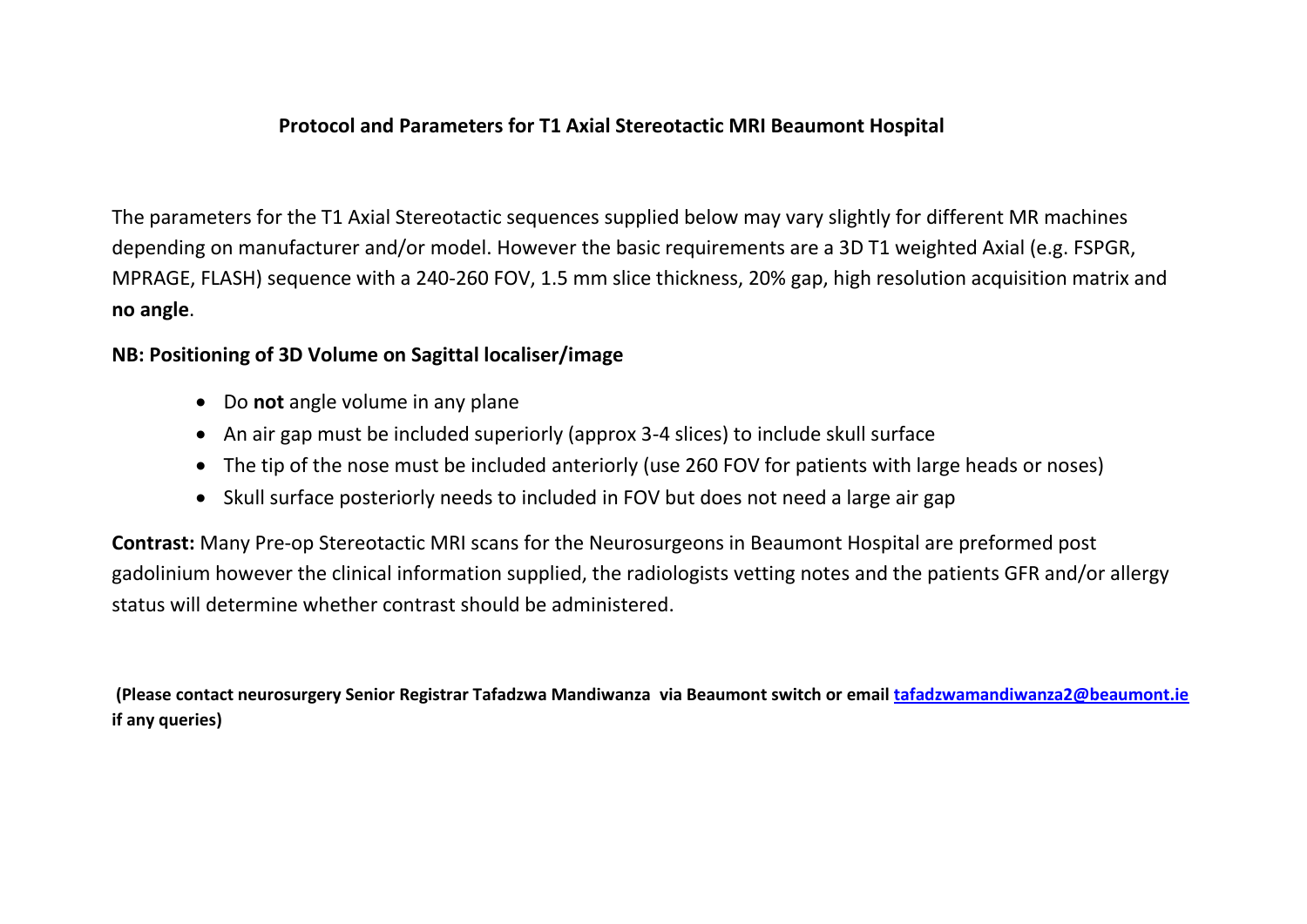**Protocol and Parameters for T1 Axial Stereotactic MRI Beaumont Hospital**

The parameters for the T1 Axial Stereotactic sequences supplied below may vary slightly for different MR machines depending on manufacturer and/or model. However the basic requirements are a 3D T1 weighted Axial (e.g. FSPGR, MPRAGE, FLASH) sequence with a 240-260 FOV, 1.5 mm slice thickness, 20% gap, high resolution acquisition matrix and **no angle**.

**NB: Positioning of 3D Volume on Sagittal localiser/image**

- Do **not** angle volume in any plane
- An air gap must be included superiorly (approx 3-4 slices) to include skull surface
- The tip of the nose must be included anteriorly (use 260 FOV for patients with large heads or noses)
- Skull surface posteriorly needs to included in FOV but does not need a large air gap

**Contrast:** Many Pre-op Stereotactic MRI scans for the Neurosurgeons in Beaumont Hospital are preformed post gadolinium however the clinical information supplied, the radiologists vetting notes and the patients GFR and/or allergy status will determine whether contrast should be administered.

**(Please contact neurosurgery Senior Registrar Tafadzwa Mandiwanza via Beaumont switch or email [tafadzwamandiwanza2@beaumont.ie](mailto:tafadzwamandiwanza2@beaumont.ie) if any queries)**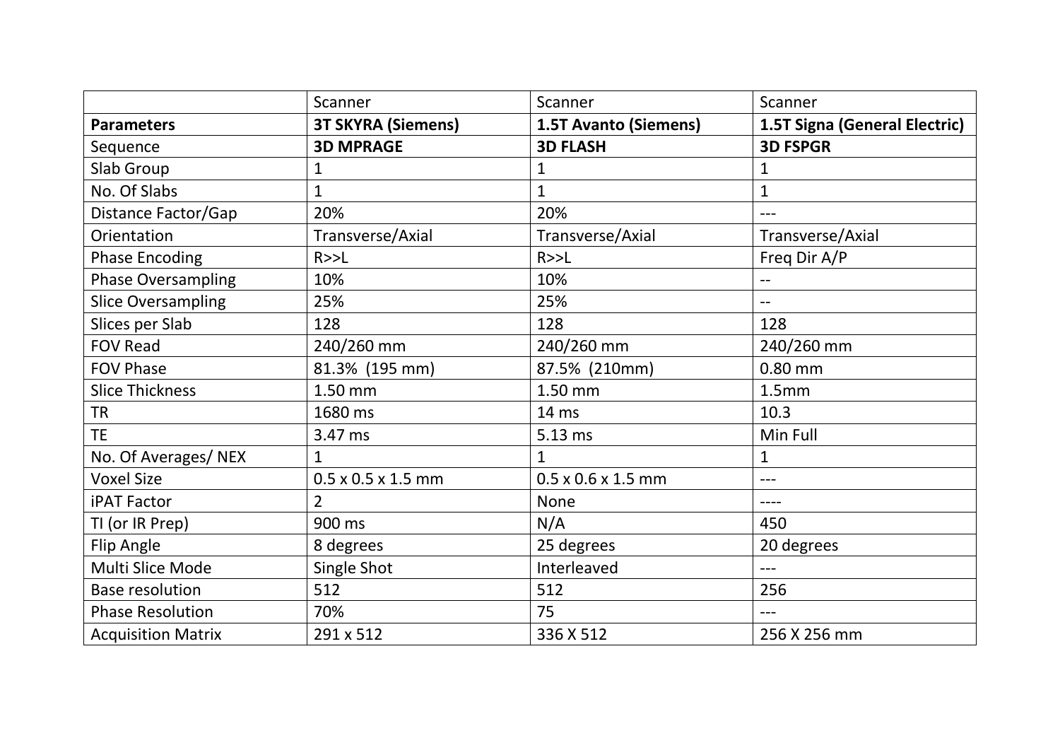| | Scanner | Scanner | Scanner |
|---|---|---|---|
| **Parameters** | **3T SKYRA (Siemens)** | **1.5T Avanto (Siemens)** | **1.5T Signa (General Electric)** |
| Sequence | **3D MPRAGE** | **3D FLASH** | **3D FSPGR** |
| Slab Group | 1 | 1 | 1 |
| No. Of Slabs | 1 | 1 | 1 |
| Distance Factor/Gap | 20% | 20% | --- |
| Orientation | Transverse/Axial | Transverse/Axial | Transverse/Axial |
| Phase Encoding | R>>L | R>>L | Freq Dir A/P |
| Phase Oversampling | 10% | 10% | -- |
| Slice Oversampling | 25% | 25% | -- |
| Slices per Slab | 128 | 128 | 128 |
| FOV Read | 240/260 mm | 240/260 mm | 240/260 mm |
| FOV Phase | 81.3% (195 mm) | 87.5% (210mm) | 0.80 mm |
| Slice Thickness | 1.50 mm | 1.50 mm | 1.5mm |
| TR | 1680 ms | 14 ms | 10.3 |
| TE | 3.47 ms | 5.13 ms | Min Full |
| No. Of Averages/ NEX | 1 | 1 | 1 |
| Voxel Size | 0.5 x 0.5 x 1.5 mm | 0.5 x 0.6 x 1.5 mm | --- |
| iPAT Factor | 2 | None | ---- |
| TI (or IR Prep) | 900 ms | N/A | 450 |
| Flip Angle | 8 degrees | 25 degrees | 20 degrees |
| Multi Slice Mode | Single Shot | Interleaved | --- |
| Base resolution | 512 | 512 | 256 |
| Phase Resolution | 70% | 75 | --- |
| Acquisition Matrix | 291 x 512 | 336 X 512 | 256 X 256 mm |